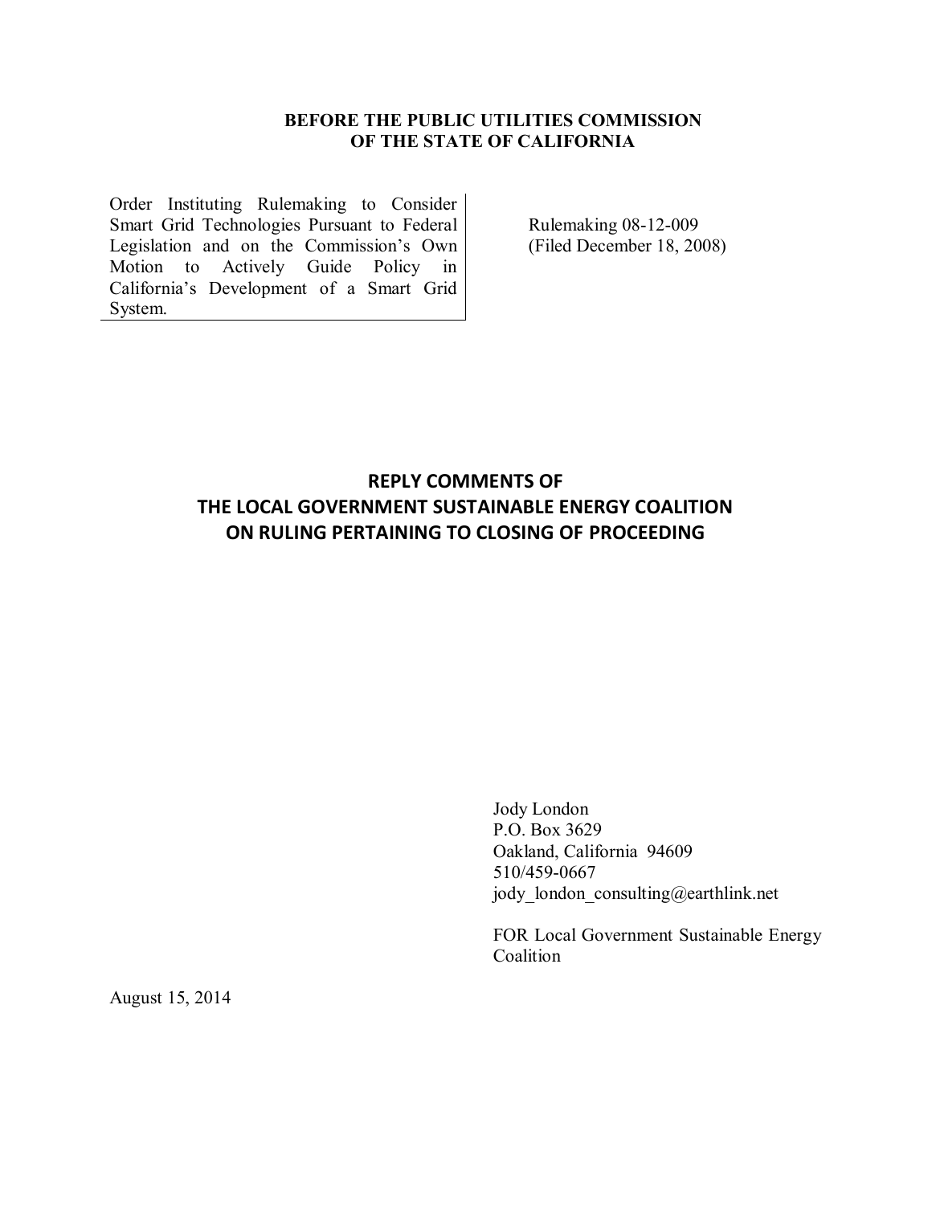**BEFORE THE PUBLIC UTILITIES COMMISSION**
**OF THE STATE OF CALIFORNIA**

| Order Instituting Rulemaking to Consider Smart Grid Technologies Pursuant to Federal Legislation and on the Commission's Own Motion to Actively Guide Policy in California's Development of a Smart Grid System. | Rulemaking 08-12-009 (Filed December 18, 2008) |
|---|---|

# REPLY COMMENTS OF THE LOCAL GOVERNMENT SUSTAINABLE ENERGY COALITION ON RULING PERTAINING TO CLOSING OF PROCEEDING

Jody London
P.O. Box 3629
Oakland, California 94609
510/459-0667
jody_london_consulting@earthlink.net

FOR Local Government Sustainable Energy Coalition

August 15, 2014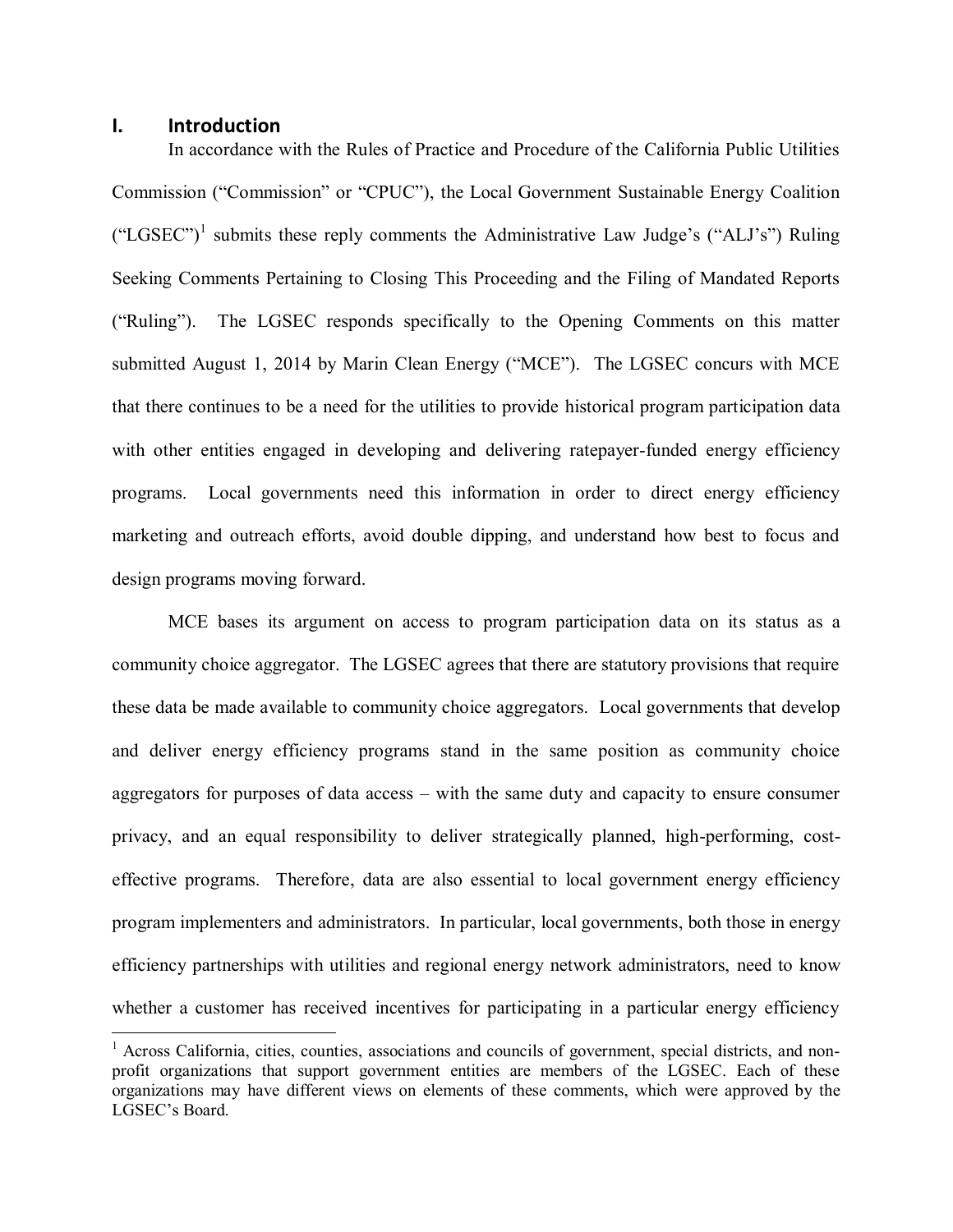## I. Introduction

In accordance with the Rules of Practice and Procedure of the California Public Utilities Commission ("Commission" or "CPUC"), the Local Government Sustainable Energy Coalition ("LGSEC")[1] submits these reply comments the Administrative Law Judge's ("ALJ's") Ruling Seeking Comments Pertaining to Closing This Proceeding and the Filing of Mandated Reports ("Ruling"). The LGSEC responds specifically to the Opening Comments on this matter submitted August 1, 2014 by Marin Clean Energy ("MCE"). The LGSEC concurs with MCE that there continues to be a need for the utilities to provide historical program participation data with other entities engaged in developing and delivering ratepayer-funded energy efficiency programs. Local governments need this information in order to direct energy efficiency marketing and outreach efforts, avoid double dipping, and understand how best to focus and design programs moving forward.

MCE bases its argument on access to program participation data on its status as a community choice aggregator. The LGSEC agrees that there are statutory provisions that require these data be made available to community choice aggregators. Local governments that develop and deliver energy efficiency programs stand in the same position as community choice aggregators for purposes of data access – with the same duty and capacity to ensure consumer privacy, and an equal responsibility to deliver strategically planned, high-performing, cost-effective programs. Therefore, data are also essential to local government energy efficiency program implementers and administrators. In particular, local governments, both those in energy efficiency partnerships with utilities and regional energy network administrators, need to know whether a customer has received incentives for participating in a particular energy efficiency

---

[1] Across California, cities, counties, associations and councils of government, special districts, and non-profit organizations that support government entities are members of the LGSEC. Each of these organizations may have different views on elements of these comments, which were approved by the LGSEC's Board.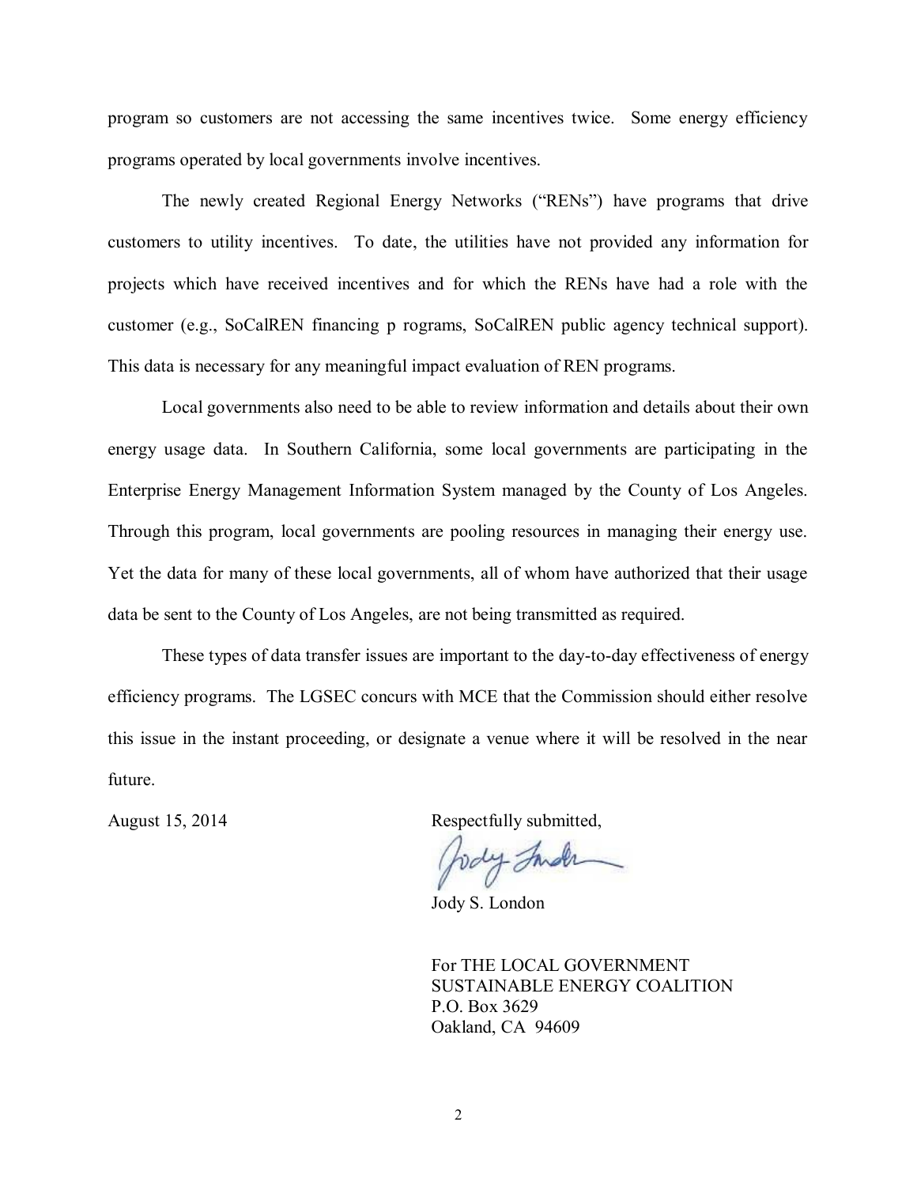program so customers are not accessing the same incentives twice. Some energy efficiency programs operated by local governments involve incentives.

The newly created Regional Energy Networks ("RENs") have programs that drive customers to utility incentives. To date, the utilities have not provided any information for projects which have received incentives and for which the RENs have had a role with the customer (e.g., SoCalREN financing p rograms, SoCalREN public agency technical support). This data is necessary for any meaningful impact evaluation of REN programs.

Local governments also need to be able to review information and details about their own energy usage data. In Southern California, some local governments are participating in the Enterprise Energy Management Information System managed by the County of Los Angeles. Through this program, local governments are pooling resources in managing their energy use. Yet the data for many of these local governments, all of whom have authorized that their usage data be sent to the County of Los Angeles, are not being transmitted as required.

These types of data transfer issues are important to the day-to-day effectiveness of energy efficiency programs. The LGSEC concurs with MCE that the Commission should either resolve this issue in the instant proceeding, or designate a venue where it will be resolved in the near future.

August 15, 2014

Respectfully submitted,

Jody S. London

For THE LOCAL GOVERNMENT
SUSTAINABLE ENERGY COALITION
P.O. Box 3629
Oakland, CA 94609